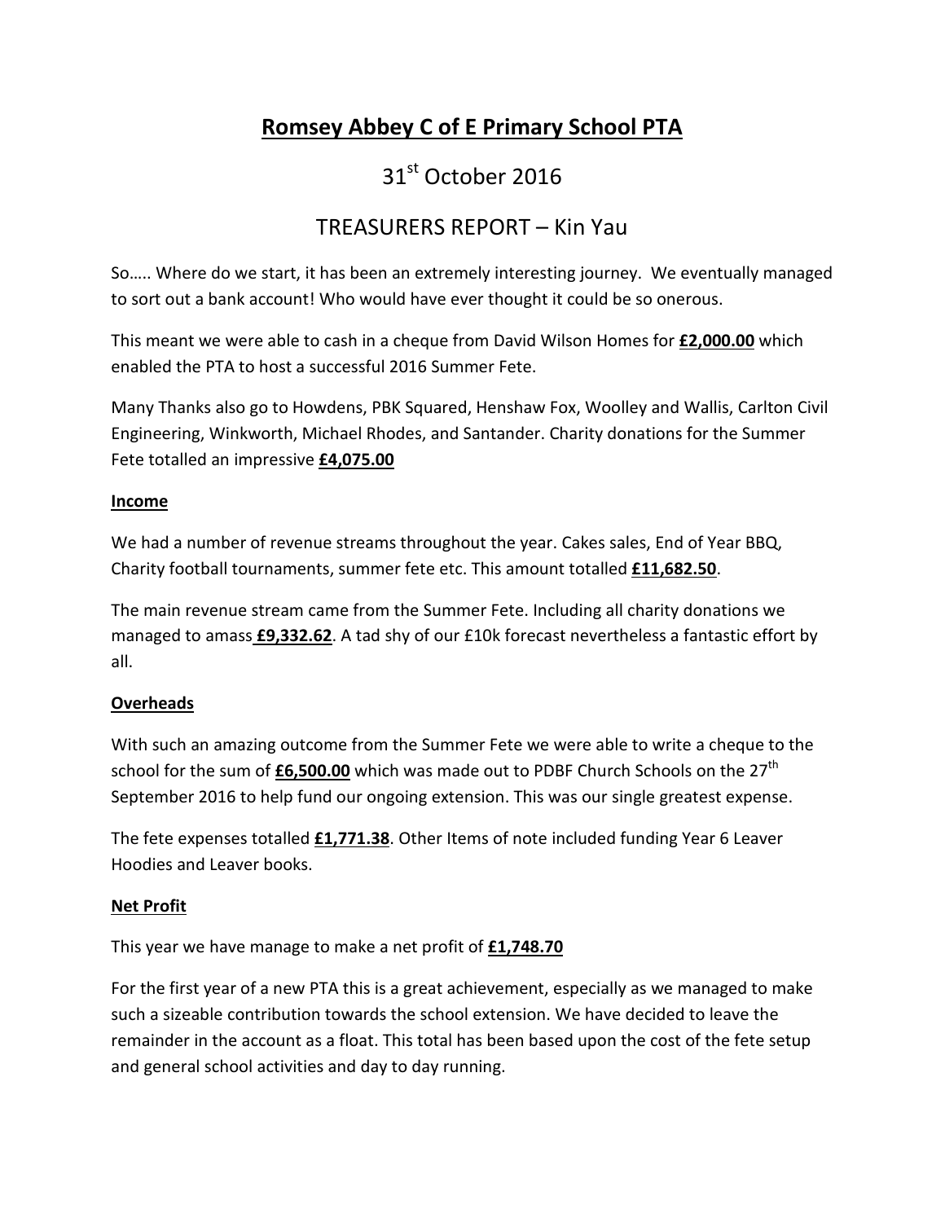# Romsey Abbey C of E Primary School PTA

## 31st October 2016

## TREASURERS REPORT – Kin Yau

So….. Where do we start, it has been an extremely interesting journey. We eventually managed to sort out a bank account! Who would have ever thought it could be so onerous.

This meant we were able to cash in a cheque from David Wilson Homes for **£2,000.00** which enabled the PTA to host a successful 2016 Summer Fete.

Many Thanks also go to Howdens, PBK Squared, Henshaw Fox, Woolley and Wallis, Carlton Civil Engineering, Winkworth, Michael Rhodes, and Santander. Charity donations for the Summer Fete totalled an impressive **£4,075.00**

### Income

We had a number of revenue streams throughout the year. Cakes sales, End of Year BBQ, Charity football tournaments, summer fete etc. This amount totalled **£11,682.50**.

The main revenue stream came from the Summer Fete. Including all charity donations we managed to amass **£9,332.62**. A tad shy of our £10k forecast nevertheless a fantastic effort by all.

### Overheads

With such an amazing outcome from the Summer Fete we were able to write a cheque to the school for the sum of **£6,500.00** which was made out to PDBF Church Schools on the 27th September 2016 to help fund our ongoing extension. This was our single greatest expense.

The fete expenses totalled **£1,771.38**. Other Items of note included funding Year 6 Leaver Hoodies and Leaver books.

### Net Profit

This year we have manage to make a net profit of **£1,748.70**

For the first year of a new PTA this is a great achievement, especially as we managed to make such a sizeable contribution towards the school extension. We have decided to leave the remainder in the account as a float. This total has been based upon the cost of the fete setup and general school activities and day to day running.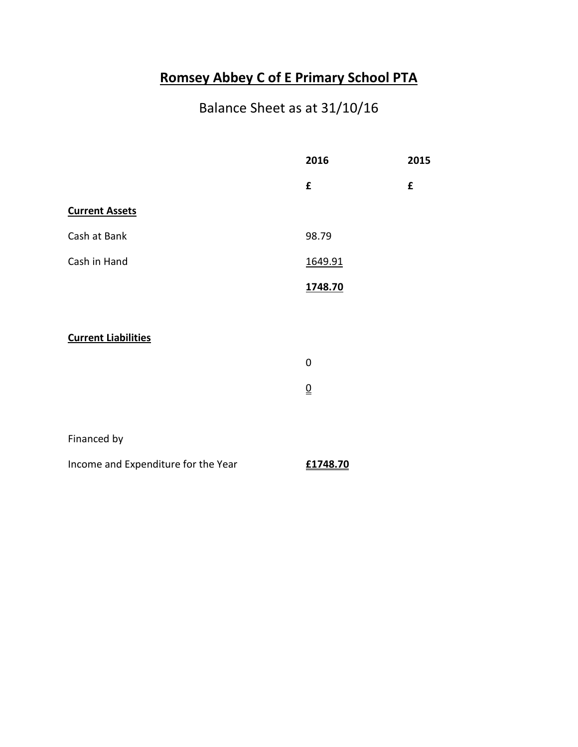# **Romsey Abbey C of E Primary School PTA**

## Balance Sheet as at 31/10/16

| | 2016 | 2015 |
|---|---|---|
| | **£** | **£** |
| **Current Assets** | | |
| Cash at Bank | 98.79 | |
| Cash in Hand | 1649.91 | |
| | **1748.70** | |
| | | |
| **Current Liabilities** | | |
| | 0 | |
| | 0 | |
| | | |
| Financed by | | |
| Income and Expenditure for the Year | **£1748.70** | |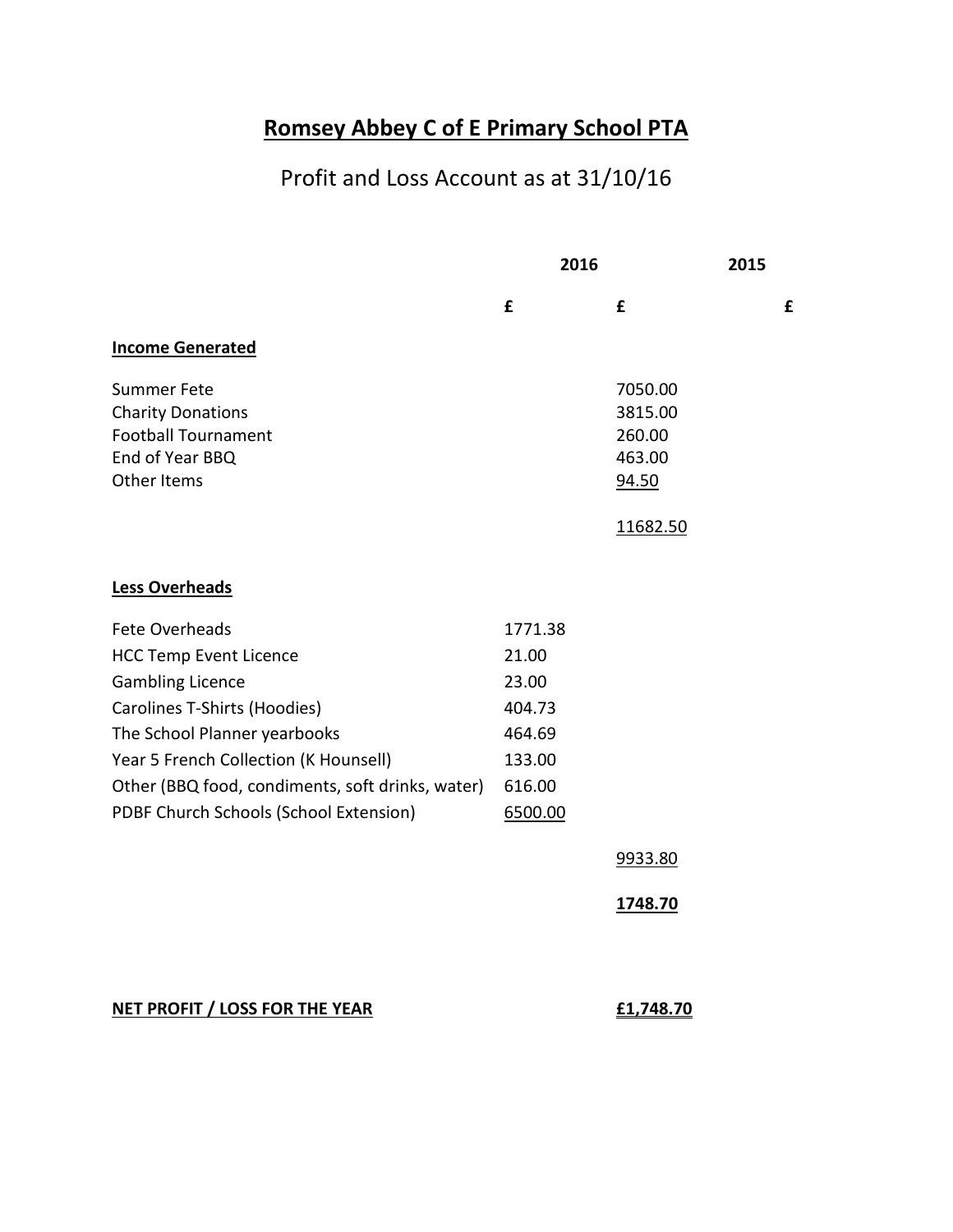# Romsey Abbey C of E Primary School PTA

## Profit and Loss Account as at 31/10/16

| | 2016 | | 2015 |
|---|---|---|---|
| | £ | £ | £ |
| **Income Generated** | | | |
| Summer Fete | | 7050.00 | |
| Charity Donations | | 3815.00 | |
| Football Tournament | | 260.00 | |
| End of Year BBQ | | 463.00 | |
| Other Items | | 94.50 | |
| | | 11682.50 | |
| **Less Overheads** | | | |
| Fete Overheads | 1771.38 | | |
| HCC Temp Event Licence | 21.00 | | |
| Gambling Licence | 23.00 | | |
| Carolines T-Shirts (Hoodies) | 404.73 | | |
| The School Planner yearbooks | 464.69 | | |
| Year 5 French Collection (K Hounsell) | 133.00 | | |
| Other (BBQ food, condiments, soft drinks, water) | 616.00 | | |
| PDBF Church Schools (School Extension) | 6500.00 | | |
| | | 9933.80 | |
| | | **1748.70** | |
| **NET PROFIT / LOSS FOR THE YEAR** | | **£1,748.70** | |